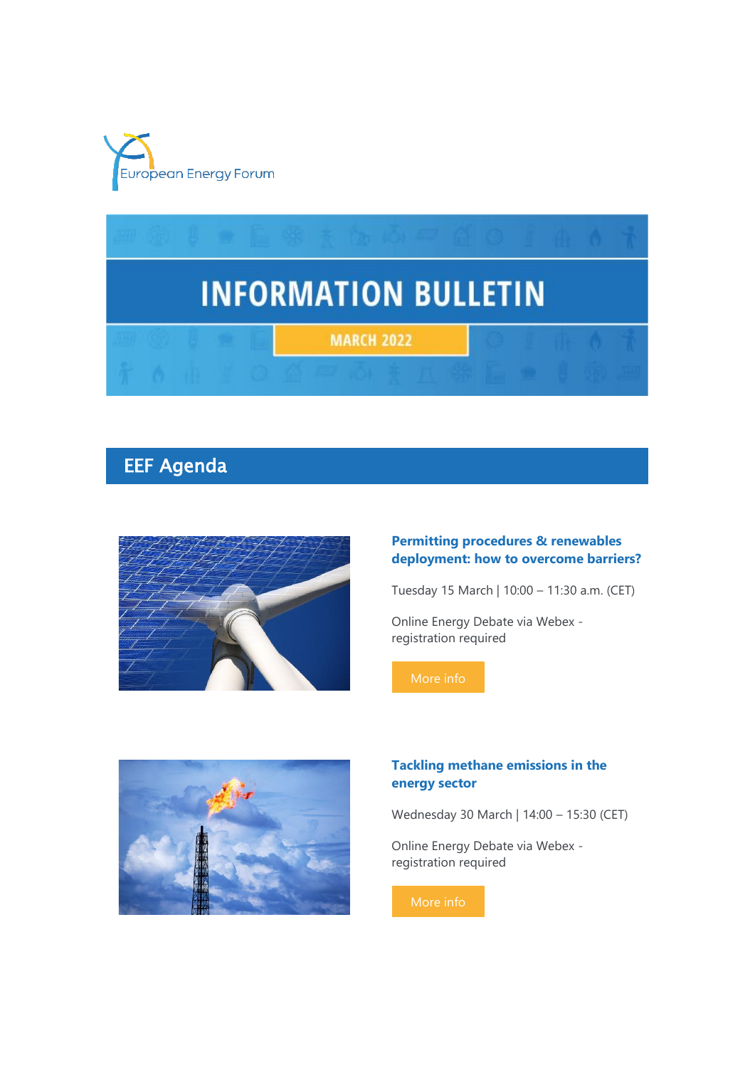European Energy Forum

# INFORMATION BULLETIN

MARCH 2022

## EEF Agenda

### Permitting procedures & renewables deployment: how to overcome barriers?

Tuesday 15 March | 10:00 – 11:30 a.m. (CET)

Online Energy Debate via Webex - registration required

More info

### Tackling methane emissions in the energy sector

Wednesday 30 March | 14:00 – 15:30 (CET)

Online Energy Debate via Webex - registration required

More info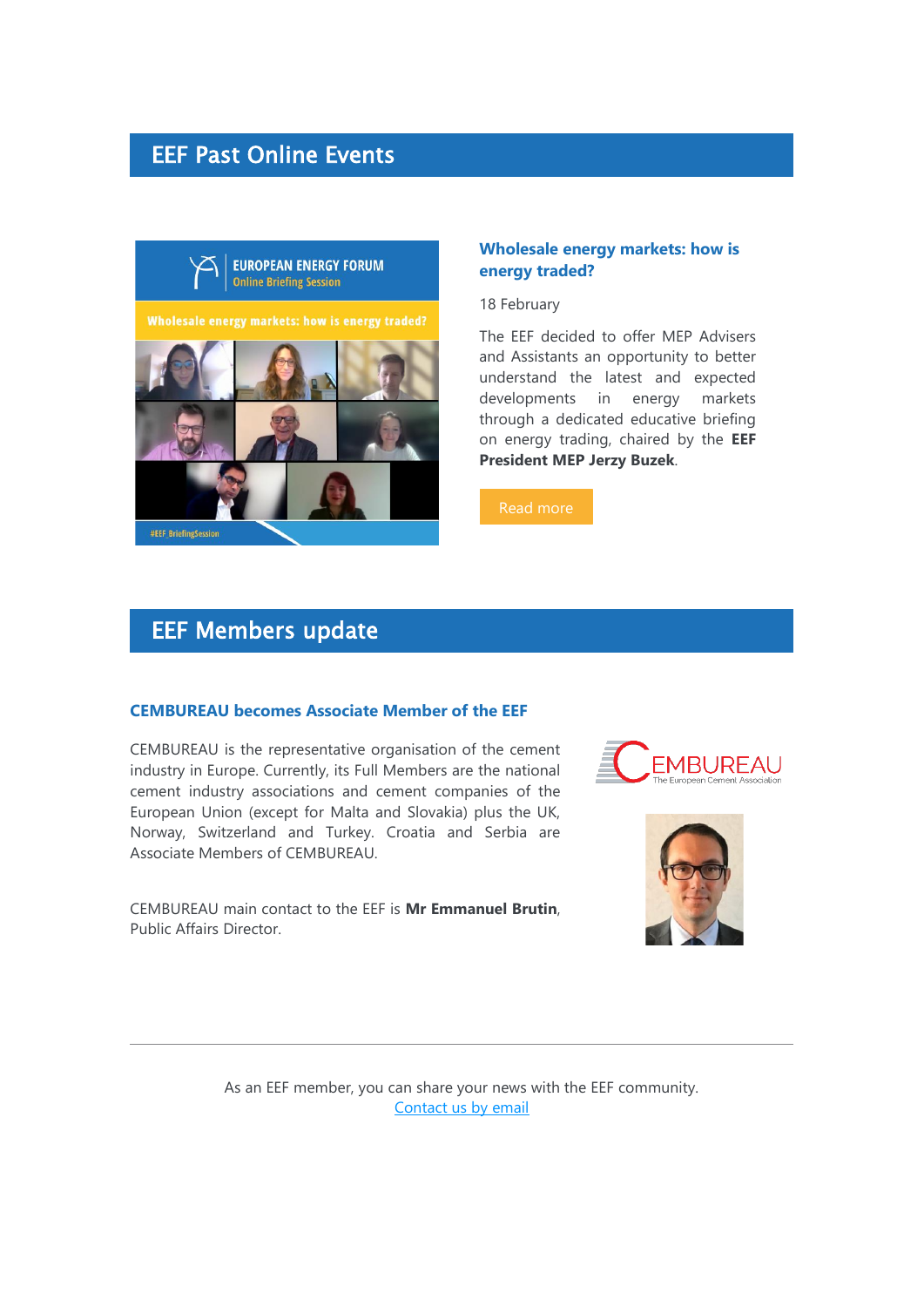## EEF Past Online Events

### Wholesale energy markets: how is energy traded?

18 February

The EEF decided to offer MEP Advisers and Assistants an opportunity to better understand the latest and expected developments in energy markets through a dedicated educative briefing on energy trading, chaired by the **EEF President MEP Jerzy Buzek**.

Read more

## EEF Members update

### CEMBUREAU becomes Associate Member of the EEF

CEMBUREAU is the representative organisation of the cement industry in Europe. Currently, its Full Members are the national cement industry associations and cement companies of the European Union (except for Malta and Slovakia) plus the UK, Norway, Switzerland and Turkey. Croatia and Serbia are Associate Members of CEMBUREAU.

CEMBUREAU main contact to the EEF is **Mr Emmanuel Brutin**, Public Affairs Director.

---

As an EEF member, you can share your news with the EEF community.
Contact us by email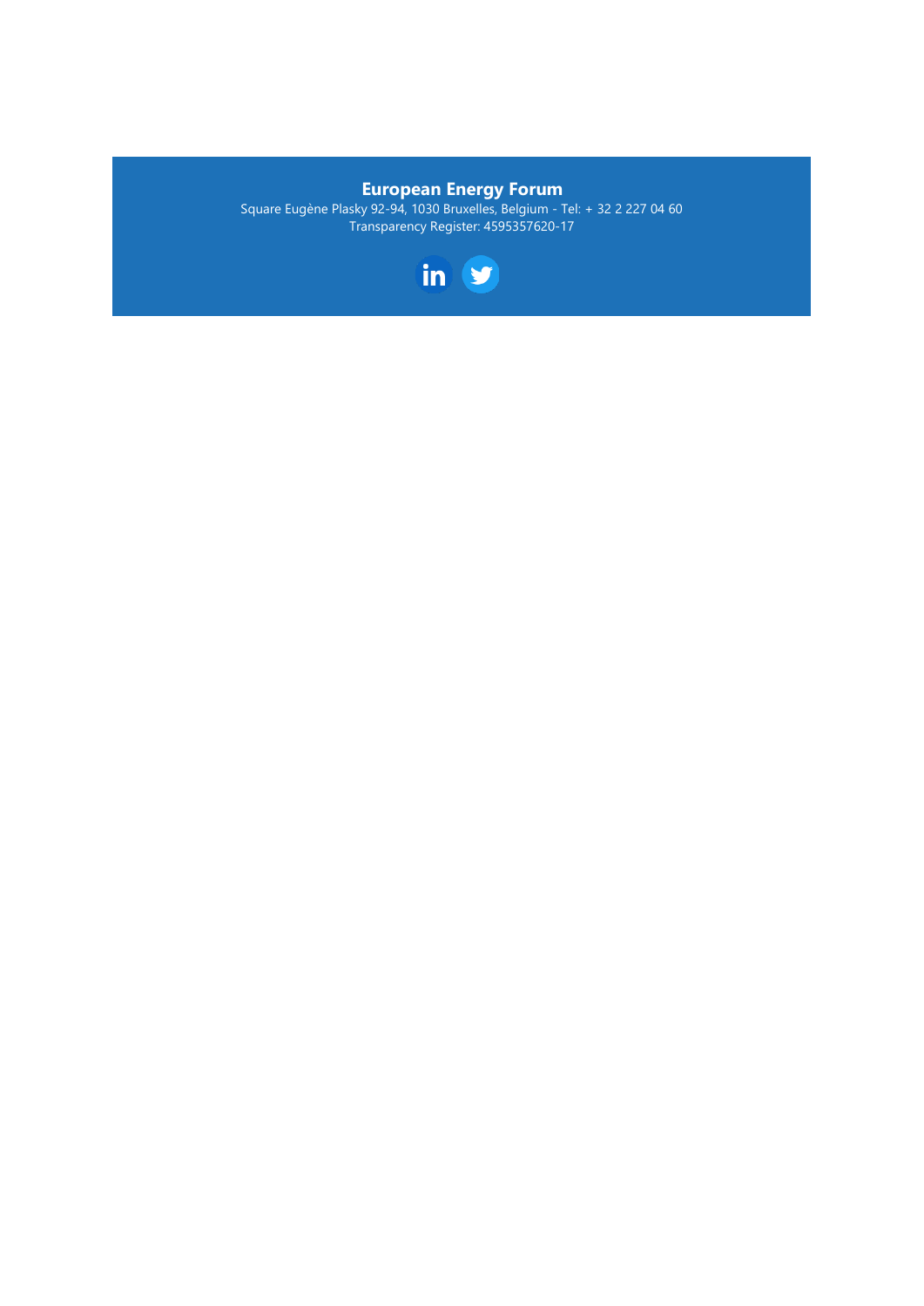**European Energy Forum**

Square Eugène Plasky 92-94, 1030 Bruxelles, Belgium - Tel: + 32 2 227 04 60

Transparency Register: 4595357620-17